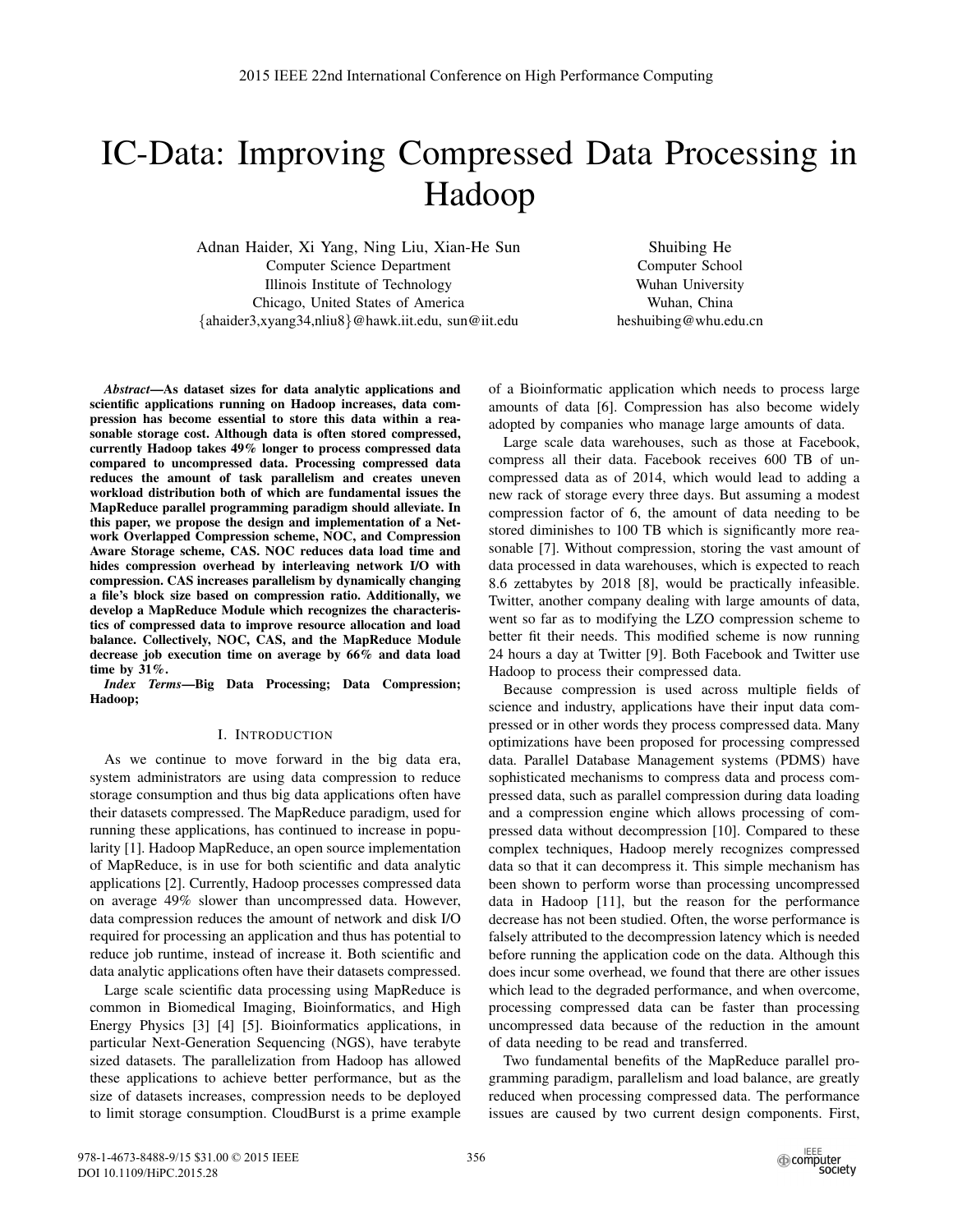# IC-Data: Improving Compressed Data Processing in Hadoop

Adnan Haider, Xi Yang, Ning Liu, Xian-He Sun
Computer Science Department
Illinois Institute of Technology
Chicago, United States of America
{ahaider3,xyang34,nliu8}@hawk.iit.edu, sun@iit.edu

Shuibing He
Computer School
Wuhan University
Wuhan, China
heshuibing@whu.edu.cn

***Abstract*—As dataset sizes for data analytic applications and scientific applications running on Hadoop increases, data compression has become essential to store this data within a reasonable storage cost. Although data is often stored compressed, currently Hadoop takes 49% longer to process compressed data compared to uncompressed data. Processing compressed data reduces the amount of task parallelism and creates uneven workload distribution both of which are fundamental issues the MapReduce parallel programming paradigm should alleviate. In this paper, we propose the design and implementation of a Network Overlapped Compression scheme, NOC, and Compression Aware Storage scheme, CAS. NOC reduces data load time and hides compression overhead by interleaving network I/O with compression. CAS increases parallelism by dynamically changing a file's block size based on compression ratio. Additionally, we develop a MapReduce Module which recognizes the characteristics of compressed data to improve resource allocation and load balance. Collectively, NOC, CAS, and the MapReduce Module decrease job execution time on average by 66% and data load time by 31%.**

***Index Terms*—Big Data Processing; Data Compression; Hadoop;**

## I. Introduction

As we continue to move forward in the big data era, system administrators are using data compression to reduce storage consumption and thus big data applications often have their datasets compressed. The MapReduce paradigm, used for running these applications, has continued to increase in popularity [1]. Hadoop MapReduce, an open source implementation of MapReduce, is in use for both scientific and data analytic applications [2]. Currently, Hadoop processes compressed data on average 49% slower than uncompressed data. However, data compression reduces the amount of network and disk I/O required for processing an application and thus has potential to reduce job runtime, instead of increase it. Both scientific and data analytic applications often have their datasets compressed.

Large scale scientific data processing using MapReduce is common in Biomedical Imaging, Bioinformatics, and High Energy Physics [3] [4] [5]. Bioinformatics applications, in particular Next-Generation Sequencing (NGS), have terabyte sized datasets. The parallelization from Hadoop has allowed these applications to achieve better performance, but as the size of datasets increases, compression needs to be deployed to limit storage consumption. CloudBurst is a prime example of a Bioinformatic application which needs to process large amounts of data [6]. Compression has also become widely adopted by companies who manage large amounts of data.

Large scale data warehouses, such as those at Facebook, compress all their data. Facebook receives 600 TB of uncompressed data as of 2014, which would lead to adding a new rack of storage every three days. But assuming a modest compression factor of 6, the amount of data needing to be stored diminishes to 100 TB which is significantly more reasonable [7]. Without compression, storing the vast amount of data processed in data warehouses, which is expected to reach 8.6 zettabytes by 2018 [8], would be practically infeasible. Twitter, another company dealing with large amounts of data, went so far as to modifying the LZO compression scheme to better fit their needs. This modified scheme is now running 24 hours a day at Twitter [9]. Both Facebook and Twitter use Hadoop to process their compressed data.

Because compression is used across multiple fields of science and industry, applications have their input data compressed or in other words they process compressed data. Many optimizations have been proposed for processing compressed data. Parallel Database Management systems (PDMS) have sophisticated mechanisms to compress data and process compressed data, such as parallel compression during data loading and a compression engine which allows processing of compressed data without decompression [10]. Compared to these complex techniques, Hadoop merely recognizes compressed data so that it can decompress it. This simple mechanism has been shown to perform worse than processing uncompressed data in Hadoop [11], but the reason for the performance decrease has not been studied. Often, the worse performance is falsely attributed to the decompression latency which is needed before running the application code on the data. Although this does incur some overhead, we found that there are other issues which lead to the degraded performance, and when overcome, processing compressed data can be faster than processing uncompressed data because of the reduction in the amount of data needing to be read and transferred.

Two fundamental benefits of the MapReduce parallel programming paradigm, parallelism and load balance, are greatly reduced when processing compressed data. The performance issues are caused by two current design components. First,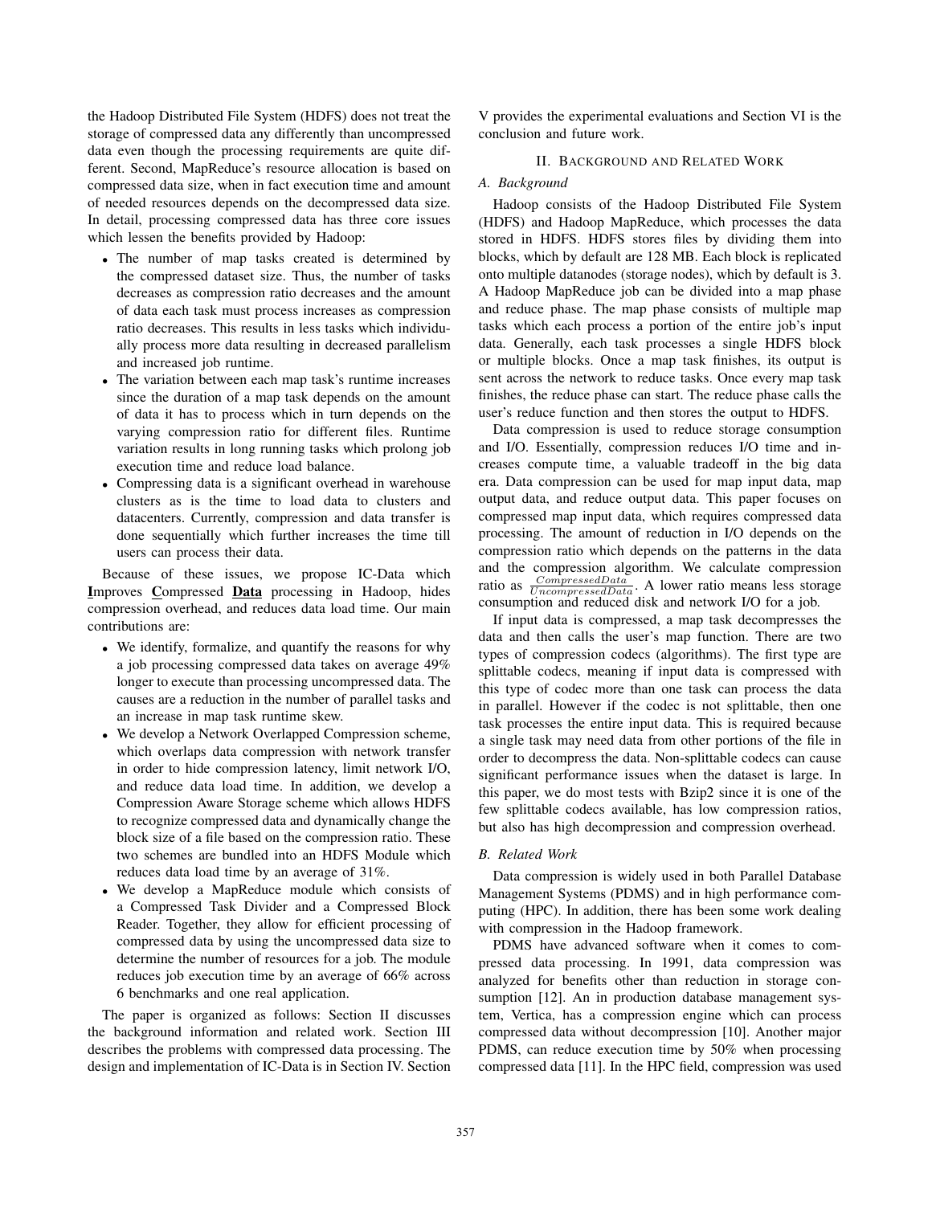the Hadoop Distributed File System (HDFS) does not treat the storage of compressed data any differently than uncompressed data even though the processing requirements are quite different. Second, MapReduce's resource allocation is based on compressed data size, when in fact execution time and amount of needed resources depends on the decompressed data size. In detail, processing compressed data has three core issues which lessen the benefits provided by Hadoop:

- The number of map tasks created is determined by the compressed dataset size. Thus, the number of tasks decreases as compression ratio decreases and the amount of data each task must process increases as compression ratio decreases. This results in less tasks which individually process more data resulting in decreased parallelism and increased job runtime.
- The variation between each map task's runtime increases since the duration of a map task depends on the amount of data it has to process which in turn depends on the varying compression ratio for different files. Runtime variation results in long running tasks which prolong job execution time and reduce load balance.
- Compressing data is a significant overhead in warehouse clusters as is the time to load data to clusters and datacenters. Currently, compression and data transfer is done sequentially which further increases the time till users can process their data.

Because of these issues, we propose IC-Data which **I**mproves **C**ompressed **Data** processing in Hadoop, hides compression overhead, and reduces data load time. Our main contributions are:

- We identify, formalize, and quantify the reasons for why a job processing compressed data takes on average 49% longer to execute than processing uncompressed data. The causes are a reduction in the number of parallel tasks and an increase in map task runtime skew.
- We develop a Network Overlapped Compression scheme, which overlaps data compression with network transfer in order to hide compression latency, limit network I/O, and reduce data load time. In addition, we develop a Compression Aware Storage scheme which allows HDFS to recognize compressed data and dynamically change the block size of a file based on the compression ratio. These two schemes are bundled into an HDFS Module which reduces data load time by an average of 31%.
- We develop a MapReduce module which consists of a Compressed Task Divider and a Compressed Block Reader. Together, they allow for efficient processing of compressed data by using the uncompressed data size to determine the number of resources for a job. The module reduces job execution time by an average of 66% across 6 benchmarks and one real application.

The paper is organized as follows: Section II discusses the background information and related work. Section III describes the problems with compressed data processing. The design and implementation of IC-Data is in Section IV. Section V provides the experimental evaluations and Section VI is the conclusion and future work.

## II. Background and Related Work

### A. Background

Hadoop consists of the Hadoop Distributed File System (HDFS) and Hadoop MapReduce, which processes the data stored in HDFS. HDFS stores files by dividing them into blocks, which by default are 128 MB. Each block is replicated onto multiple datanodes (storage nodes), which by default is 3. A Hadoop MapReduce job can be divided into a map phase and reduce phase. The map phase consists of multiple map tasks which each process a portion of the entire job's input data. Generally, each task processes a single HDFS block or multiple blocks. Once a map task finishes, its output is sent across the network to reduce tasks. Once every map task finishes, the reduce phase can start. The reduce phase calls the user's reduce function and then stores the output to HDFS.

Data compression is used to reduce storage consumption and I/O. Essentially, compression reduces I/O time and increases compute time, a valuable tradeoff in the big data era. Data compression can be used for map input data, map output data, and reduce output data. This paper focuses on compressed map input data, which requires compressed data processing. The amount of reduction in I/O depends on the compression ratio which depends on the patterns in the data and the compression algorithm. We calculate compression ratio as $\frac{CompressedData}{UncompressedData}$. A lower ratio means less storage consumption and reduced disk and network I/O for a job.

If input data is compressed, a map task decompresses the data and then calls the user's map function. There are two types of compression codecs (algorithms). The first type are splittable codecs, meaning if input data is compressed with this type of codec more than one task can process the data in parallel. However if the codec is not splittable, then one task processes the entire input data. This is required because a single task may need data from other portions of the file in order to decompress the data. Non-splittable codecs can cause significant performance issues when the dataset is large. In this paper, we do most tests with Bzip2 since it is one of the few splittable codecs available, has low compression ratios, but also has high decompression and compression overhead.

### B. Related Work

Data compression is widely used in both Parallel Database Management Systems (PDMS) and in high performance computing (HPC). In addition, there has been some work dealing with compression in the Hadoop framework.

PDMS have advanced software when it comes to compressed data processing. In 1991, data compression was analyzed for benefits other than reduction in storage consumption [12]. An in production database management system, Vertica, has a compression engine which can process compressed data without decompression [10]. Another major PDMS, can reduce execution time by 50% when processing compressed data [11]. In the HPC field, compression was used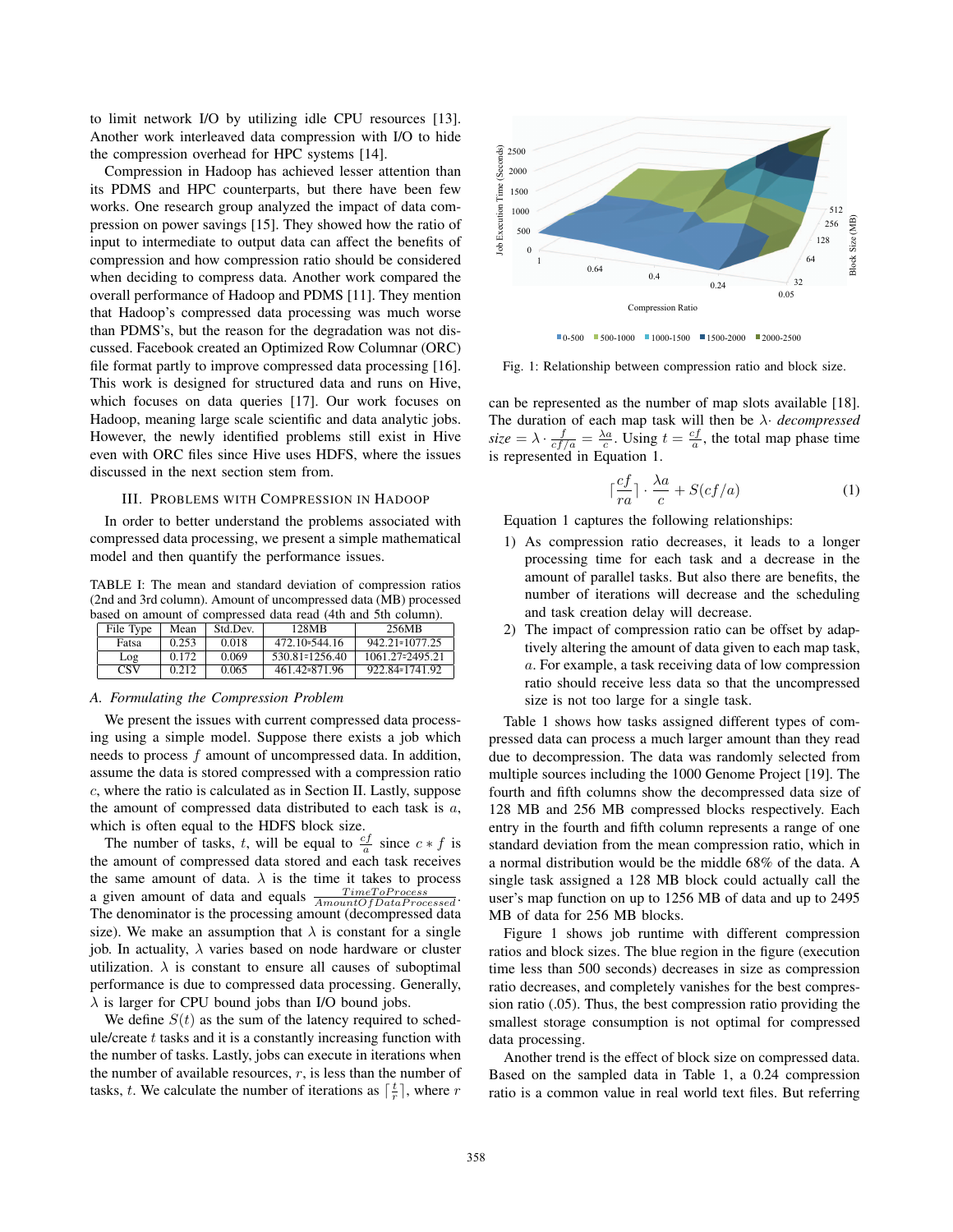to limit network I/O by utilizing idle CPU resources [13]. Another work interleaved data compression with I/O to hide the compression overhead for HPC systems [14].

Compression in Hadoop has achieved lesser attention than its PDMS and HPC counterparts, but there have been few works. One research group analyzed the impact of data compression on power savings [15]. They showed how the ratio of input to intermediate to output data can affect the benefits of compression and how compression ratio should be considered when deciding to compress data. Another work compared the overall performance of Hadoop and PDMS [11]. They mention that Hadoop's compressed data processing was much worse than PDMS's, but the reason for the degradation was not discussed. Facebook created an Optimized Row Columnar (ORC) file format partly to improve compressed data processing [16]. This work is designed for structured data and runs on Hive, which focuses on data queries [17]. Our work focuses on Hadoop, meaning large scale scientific and data analytic jobs. However, the newly identified problems still exist in Hive even with ORC files since Hive uses HDFS, where the issues discussed in the next section stem from.

## III. Problems with Compression in Hadoop

In order to better understand the problems associated with compressed data processing, we present a simple mathematical model and then quantify the performance issues.

TABLE I: The mean and standard deviation of compression ratios (2nd and 3rd column). Amount of uncompressed data (MB) processed based on amount of compressed data read (4th and 5th column).

| File Type | Mean | Std.Dev. | 128MB | 256MB |
|---|---|---|---|---|
| Fatsa | 0.253 | 0.018 | 472.10-544.16 | 942.21-1077.25 |
| Log | 0.172 | 0.069 | 530.81-1256.40 | 1061.27-2495.21 |
| CSV | 0.212 | 0.065 | 461.42-871.96 | 922.84-1741.92 |

### A. Formulating the Compression Problem

We present the issues with current compressed data processing using a simple model. Suppose there exists a job which needs to process $f$ amount of uncompressed data. In addition, assume the data is stored compressed with a compression ratio $c$, where the ratio is calculated as in Section II. Lastly, suppose the amount of compressed data distributed to each task is $a$, which is often equal to the HDFS block size.

The number of tasks, $t$, will be equal to $\frac{cf}{a}$ since $c * f$ is the amount of compressed data stored and each task receives the same amount of data. $\lambda$ is the time it takes to process a given amount of data and equals $\frac{TimeToProcess}{AmountOfDataProcessed}$. The denominator is the processing amount (decompressed data size). We make an assumption that $\lambda$ is constant for a single job. In actuality, $\lambda$ varies based on node hardware or cluster utilization. $\lambda$ is constant to ensure all causes of suboptimal performance is due to compressed data processing. Generally, $\lambda$ is larger for CPU bound jobs than I/O bound jobs.

We define $S(t)$ as the sum of the latency required to schedule/create $t$ tasks and it is a constantly increasing function with the number of tasks. Lastly, jobs can execute in iterations when the number of available resources, $r$, is less than the number of tasks, $t$. We calculate the number of iterations as $\lceil \frac{t}{r} \rceil$, where $r$ can be represented as the number of map slots available [18]. The duration of each map task will then be $\lambda \cdot$ *decompressed size* $= \lambda \cdot \frac{f}{cf/a} = \frac{\lambda a}{c}$. Using $t = \frac{cf}{a}$, the total map phase time is represented in Equation 1.

$$\lceil \frac{cf}{ra} \rceil \cdot \frac{\lambda a}{c} + S(cf/a) \quad (1)$$

Fig. 1: Relationship between compression ratio and block size.

Equation 1 captures the following relationships:

1) As compression ratio decreases, it leads to a longer processing time for each task and a decrease in the amount of parallel tasks. But also there are benefits, the number of iterations will decrease and the scheduling and task creation delay will decrease.
2) The impact of compression ratio can be offset by adaptively altering the amount of data given to each map task, $a$. For example, a task receiving data of low compression ratio should receive less data so that the uncompressed size is not too large for a single task.

Table 1 shows how tasks assigned different types of compressed data can process a much larger amount than they read due to decompression. The data was randomly selected from multiple sources including the 1000 Genome Project [19]. The fourth and fifth columns show the decompressed data size of 128 MB and 256 MB compressed blocks respectively. Each entry in the fourth and fifth column represents a range of one standard deviation from the mean compression ratio, which in a normal distribution would be the middle 68% of the data. A single task assigned a 128 MB block could actually call the user's map function on up to 1256 MB of data and up to 2495 MB of data for 256 MB blocks.

Figure 1 shows job runtime with different compression ratios and block sizes. The blue region in the figure (execution time less than 500 seconds) decreases in size as compression ratio decreases, and completely vanishes for the best compression ratio (.05). Thus, the best compression ratio providing the smallest storage consumption is not optimal for compressed data processing.

Another trend is the effect of block size on compressed data. Based on the sampled data in Table 1, a 0.24 compression ratio is a common value in real world text files. But referring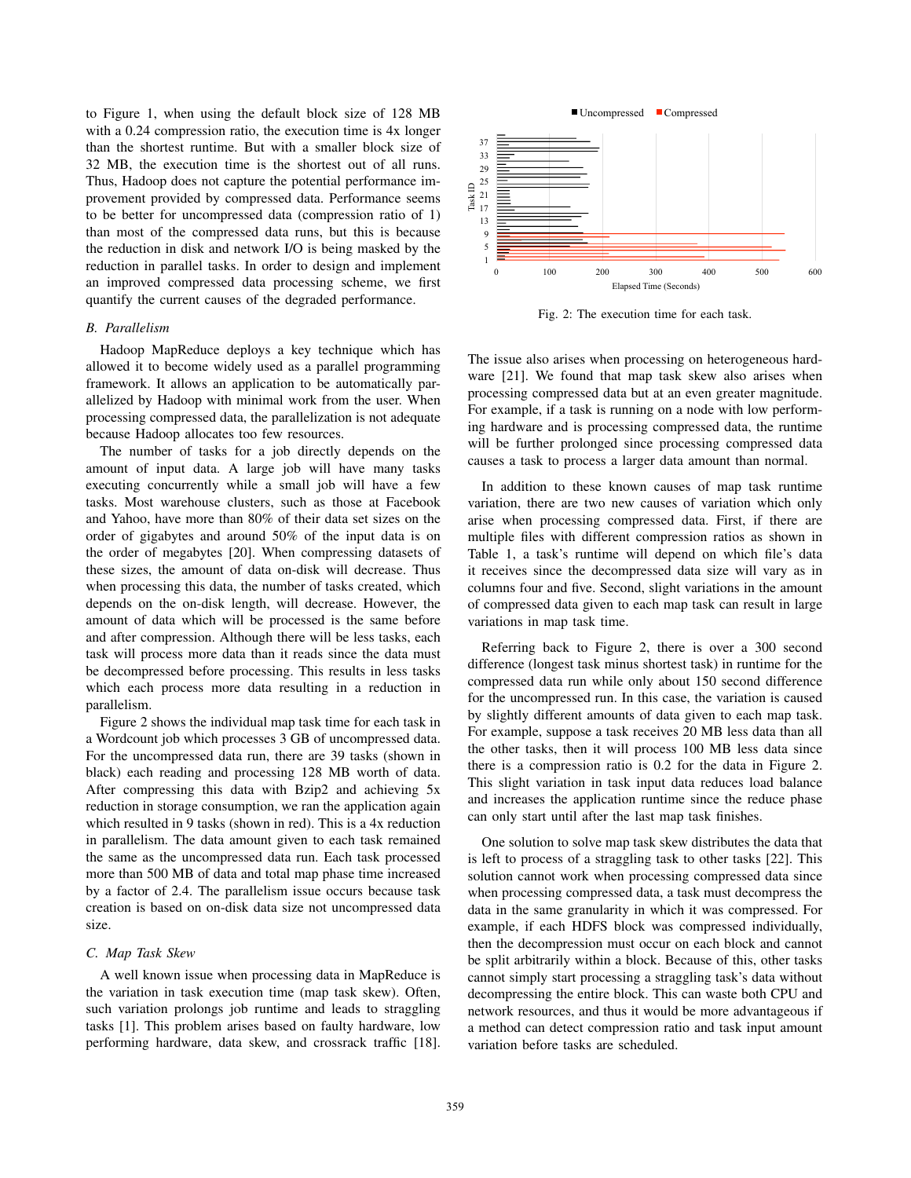to Figure 1, when using the default block size of 128 MB with a 0.24 compression ratio, the execution time is 4x longer than the shortest runtime. But with a smaller block size of 32 MB, the execution time is the shortest out of all runs. Thus, Hadoop does not capture the potential performance improvement provided by compressed data. Performance seems to be better for uncompressed data (compression ratio of 1) than most of the compressed data runs, but this is because the reduction in disk and network I/O is being masked by the reduction in parallel tasks. In order to design and implement an improved compressed data processing scheme, we first quantify the current causes of the degraded performance.

### *B. Parallelism*

Hadoop MapReduce deploys a key technique which has allowed it to become widely used as a parallel programming framework. It allows an application to be automatically parallelized by Hadoop with minimal work from the user. When processing compressed data, the parallelization is not adequate because Hadoop allocates too few resources.

The number of tasks for a job directly depends on the amount of input data. A large job will have many tasks executing concurrently while a small job will have a few tasks. Most warehouse clusters, such as those at Facebook and Yahoo, have more than 80% of their data set sizes on the order of gigabytes and around 50% of the input data is on the order of megabytes [20]. When compressing datasets of these sizes, the amount of data on-disk will decrease. Thus when processing this data, the number of tasks created, which depends on the on-disk length, will decrease. However, the amount of data which will be processed is the same before and after compression. Although there will be less tasks, each task will process more data than it reads since the data must be decompressed before processing. This results in less tasks which each process more data resulting in a reduction in parallelism.

Figure 2 shows the individual map task time for each task in a Wordcount job which processes 3 GB of uncompressed data. For the uncompressed data run, there are 39 tasks (shown in black) each reading and processing 128 MB worth of data. After compressing this data with Bzip2 and achieving 5x reduction in storage consumption, we ran the application again which resulted in 9 tasks (shown in red). This is a 4x reduction in parallelism. The data amount given to each task remained the same as the uncompressed data run. Each task processed more than 500 MB of data and total map phase time increased by a factor of 2.4. The parallelism issue occurs because task creation is based on on-disk data size not uncompressed data size.

### *C. Map Task Skew*

A well known issue when processing data in MapReduce is the variation in task execution time (map task skew). Often, such variation prolongs job runtime and leads to straggling tasks [1]. This problem arises based on faulty hardware, low performing hardware, data skew, and crossrack traffic [18]. The issue also arises when processing on heterogeneous hardware [21]. We found that map task skew also arises when processing compressed data but at an even greater magnitude. For example, if a task is running on a node with low performing hardware and is processing compressed data, the runtime will be further prolonged since processing compressed data causes a task to process a larger data amount than normal.

Fig. 2: The execution time for each task.

In addition to these known causes of map task runtime variation, there are two new causes of variation which only arise when processing compressed data. First, if there are multiple files with different compression ratios as shown in Table 1, a task's runtime will depend on which file's data it receives since the decompressed data size will vary as in columns four and five. Second, slight variations in the amount of compressed data given to each map task can result in large variations in map task time.

Referring back to Figure 2, there is over a 300 second difference (longest task minus shortest task) in runtime for the compressed data run while only about 150 second difference for the uncompressed run. In this case, the variation is caused by slightly different amounts of data given to each map task. For example, suppose a task receives 20 MB less data than all the other tasks, then it will process 100 MB less data since there is a compression ratio is 0.2 for the data in Figure 2. This slight variation in task input data reduces load balance and increases the application runtime since the reduce phase can only start until after the last map task finishes.

One solution to solve map task skew distributes the data that is left to process of a straggling task to other tasks [22]. This solution cannot work when processing compressed data since when processing compressed data, a task must decompress the data in the same granularity in which it was compressed. For example, if each HDFS block was compressed individually, then the decompression must occur on each block and cannot be split arbitrarily within a block. Because of this, other tasks cannot simply start processing a straggling task's data without decompressing the entire block. This can waste both CPU and network resources, and thus it would be more advantageous if a method can detect compression ratio and task input amount variation before tasks are scheduled.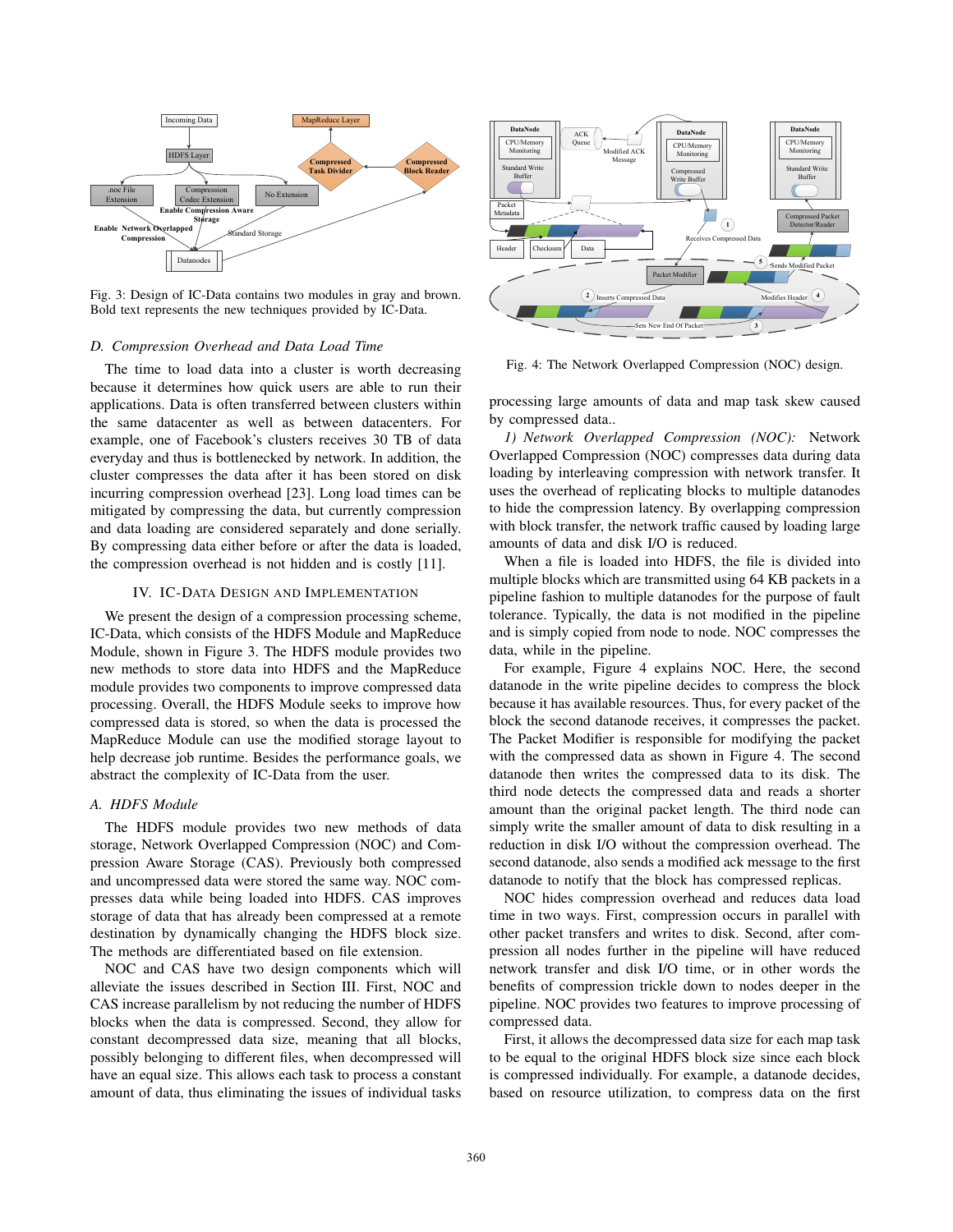Fig. 3: Design of IC-Data contains two modules in gray and brown. Bold text represents the new techniques provided by IC-Data.

### D. Compression Overhead and Data Load Time

The time to load data into a cluster is worth decreasing because it determines how quick users are able to run their applications. Data is often transferred between clusters within the same datacenter as well as between datacenters. For example, one of Facebook's clusters receives 30 TB of data everyday and thus is bottlenecked by network. In addition, the cluster compresses the data after it has been stored on disk incurring compression overhead [23]. Long load times can be mitigated by compressing the data, but currently compression and data loading are considered separately and done serially. By compressing data either before or after the data is loaded, the compression overhead is not hidden and is costly [11].

## IV. IC-Data Design and Implementation

We present the design of a compression processing scheme, IC-Data, which consists of the HDFS Module and MapReduce Module, shown in Figure 3. The HDFS module provides two new methods to store data into HDFS and the MapReduce module provides two components to improve compressed data processing. Overall, the HDFS Module seeks to improve how compressed data is stored, so when the data is processed the MapReduce Module can use the modified storage layout to help decrease job runtime. Besides the performance goals, we abstract the complexity of IC-Data from the user.

### A. HDFS Module

The HDFS module provides two new methods of data storage, Network Overlapped Compression (NOC) and Compression Aware Storage (CAS). Previously both compressed and uncompressed data were stored the same way. NOC compresses data while being loaded into HDFS. CAS improves storage of data that has already been compressed at a remote destination by dynamically changing the HDFS block size. The methods are differentiated based on file extension.

NOC and CAS have two design components which will alleviate the issues described in Section III. First, NOC and CAS increase parallelism by not reducing the number of HDFS blocks when the data is compressed. Second, they allow for constant decompressed data size, meaning that all blocks, possibly belonging to different files, when decompressed will have an equal size. This allows each task to process a constant amount of data, thus eliminating the issues of individual tasks processing large amounts of data and map task skew caused by compressed data..

Fig. 4: The Network Overlapped Compression (NOC) design.

*1) Network Overlapped Compression (NOC):* Network Overlapped Compression (NOC) compresses data during data loading by interleaving compression with network transfer. It uses the overhead of replicating blocks to multiple datanodes to hide the compression latency. By overlapping compression with block transfer, the network traffic caused by loading large amounts of data and disk I/O is reduced.

When a file is loaded into HDFS, the file is divided into multiple blocks which are transmitted using 64 KB packets in a pipeline fashion to multiple datanodes for the purpose of fault tolerance. Typically, the data is not modified in the pipeline and is simply copied from node to node. NOC compresses the data, while in the pipeline.

For example, Figure 4 explains NOC. Here, the second datanode in the write pipeline decides to compress the block because it has available resources. Thus, for every packet of the block the second datanode receives, it compresses the packet. The Packet Modifier is responsible for modifying the packet with the compressed data as shown in Figure 4. The second datanode then writes the compressed data to its disk. The third node detects the compressed data and reads a shorter amount than the original packet length. The third node can simply write the smaller amount of data to disk resulting in a reduction in disk I/O without the compression overhead. The second datanode, also sends a modified ack message to the first datanode to notify that the block has compressed replicas.

NOC hides compression overhead and reduces data load time in two ways. First, compression occurs in parallel with other packet transfers and writes to disk. Second, after compression all nodes further in the pipeline will have reduced network transfer and disk I/O time, or in other words the benefits of compression trickle down to nodes deeper in the pipeline. NOC provides two features to improve processing of compressed data.

First, it allows the decompressed data size for each map task to be equal to the original HDFS block size since each block is compressed individually. For example, a datanode decides, based on resource utilization, to compress data on the first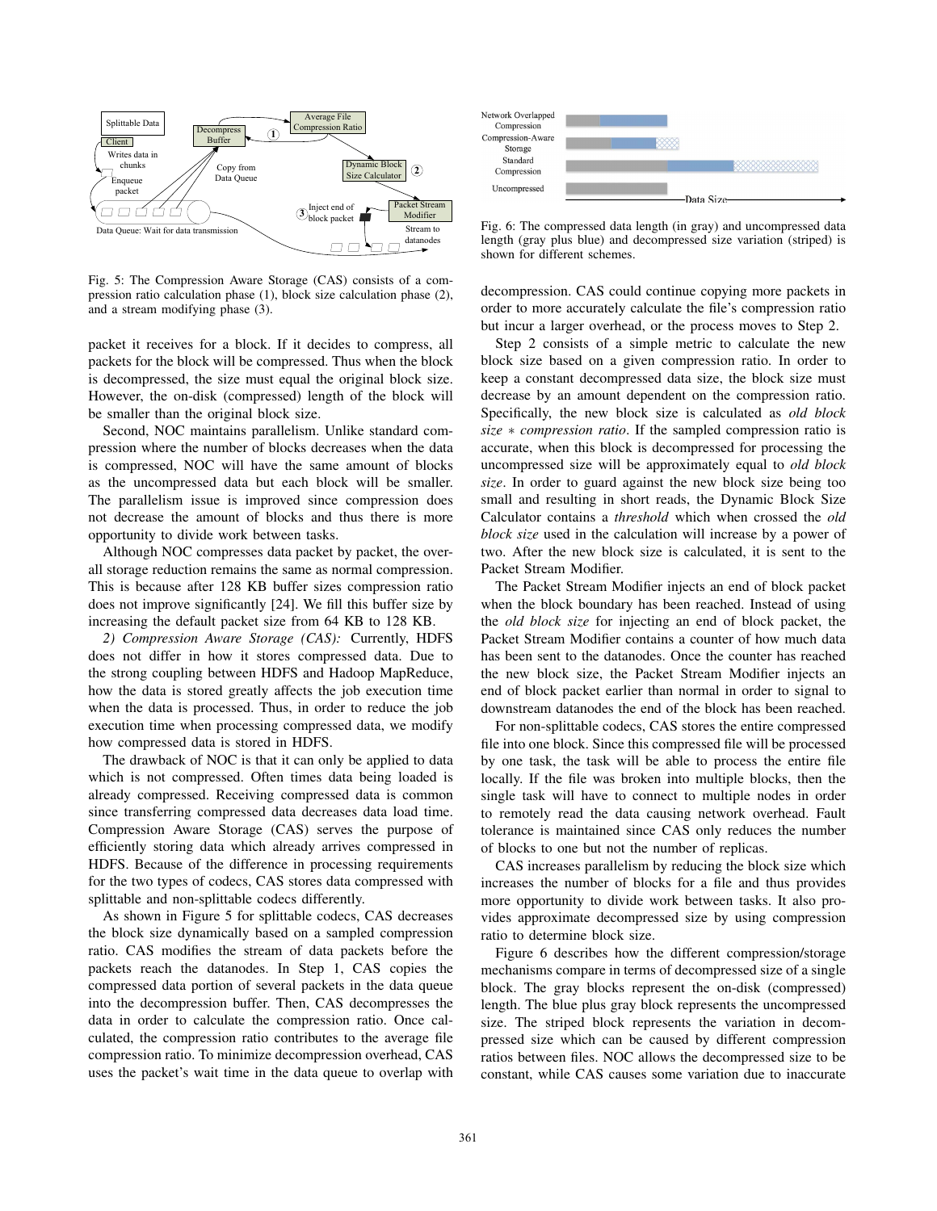Fig. 5: The Compression Aware Storage (CAS) consists of a compression ratio calculation phase (1), block size calculation phase (2), and a stream modifying phase (3).

packet it receives for a block. If it decides to compress, all packets for the block will be compressed. Thus when the block is decompressed, the size must equal the original block size. However, the on-disk (compressed) length of the block will be smaller than the original block size.

Second, NOC maintains parallelism. Unlike standard compression where the number of blocks decreases when the data is compressed, NOC will have the same amount of blocks as the uncompressed data but each block will be smaller. The parallelism issue is improved since compression does not decrease the amount of blocks and thus there is more opportunity to divide work between tasks.

Although NOC compresses data packet by packet, the overall storage reduction remains the same as normal compression. This is because after 128 KB buffer sizes compression ratio does not improve significantly [24]. We fill this buffer size by increasing the default packet size from 64 KB to 128 KB.

*2) Compression Aware Storage (CAS):* Currently, HDFS does not differ in how it stores compressed data. Due to the strong coupling between HDFS and Hadoop MapReduce, how the data is stored greatly affects the job execution time when the data is processed. Thus, in order to reduce the job execution time when processing compressed data, we modify how compressed data is stored in HDFS.

The drawback of NOC is that it can only be applied to data which is not compressed. Often times data being loaded is already compressed. Receiving compressed data is common since transferring compressed data decreases data load time. Compression Aware Storage (CAS) serves the purpose of efficiently storing data which already arrives compressed in HDFS. Because of the difference in processing requirements for the two types of codecs, CAS stores data compressed with splittable and non-splittable codecs differently.

As shown in Figure 5 for splittable codecs, CAS decreases the block size dynamically based on a sampled compression ratio. CAS modifies the stream of data packets before the packets reach the datanodes. In Step 1, CAS copies the compressed data portion of several packets in the data queue into the decompression buffer. Then, CAS decompresses the data in order to calculate the compression ratio. Once calculated, the compression ratio contributes to the average file compression ratio. To minimize decompression overhead, CAS uses the packet's wait time in the data queue to overlap with decompression. CAS could continue copying more packets in order to more accurately calculate the file's compression ratio but incur a larger overhead, or the process moves to Step 2.

Step 2 consists of a simple metric to calculate the new block size based on a given compression ratio. In order to keep a constant decompressed data size, the block size must decrease by an amount dependent on the compression ratio. Specifically, the new block size is calculated as *old block size* $*$ *compression ratio*. If the sampled compression ratio is accurate, when this block is decompressed for processing the uncompressed size will be approximately equal to *old block size*. In order to guard against the new block size being too small and resulting in short reads, the Dynamic Block Size Calculator contains a *threshold* which when crossed the *old block size* used in the calculation will increase by a power of two. After the new block size is calculated, it is sent to the Packet Stream Modifier.

The Packet Stream Modifier injects an end of block packet when the block boundary has been reached. Instead of using the *old block size* for injecting an end of block packet, the Packet Stream Modifier contains a counter of how much data has been sent to the datanodes. Once the counter has reached the new block size, the Packet Stream Modifier injects an end of block packet earlier than normal in order to signal to downstream datanodes the end of the block has been reached.

For non-splittable codecs, CAS stores the entire compressed file into one block. Since this compressed file will be processed by one task, the task will be able to process the entire file locally. If the file was broken into multiple blocks, then the single task will have to connect to multiple nodes in order to remotely read the data causing network overhead. Fault tolerance is maintained since CAS only reduces the number of blocks to one but not the number of replicas.

CAS increases parallelism by reducing the block size which increases the number of blocks for a file and thus provides more opportunity to divide work between tasks. It also provides approximate decompressed size by using compression ratio to determine block size.

Fig. 6: The compressed data length (in gray) and uncompressed data length (gray plus blue) and decompressed size variation (striped) is shown for different schemes.

Figure 6 describes how the different compression/storage mechanisms compare in terms of decompressed size of a single block. The gray blocks represent the on-disk (compressed) length. The blue plus gray block represents the uncompressed size. The striped block represents the variation in decompressed size which can be caused by different compression ratios between files. NOC allows the decompressed size to be constant, while CAS causes some variation due to inaccurate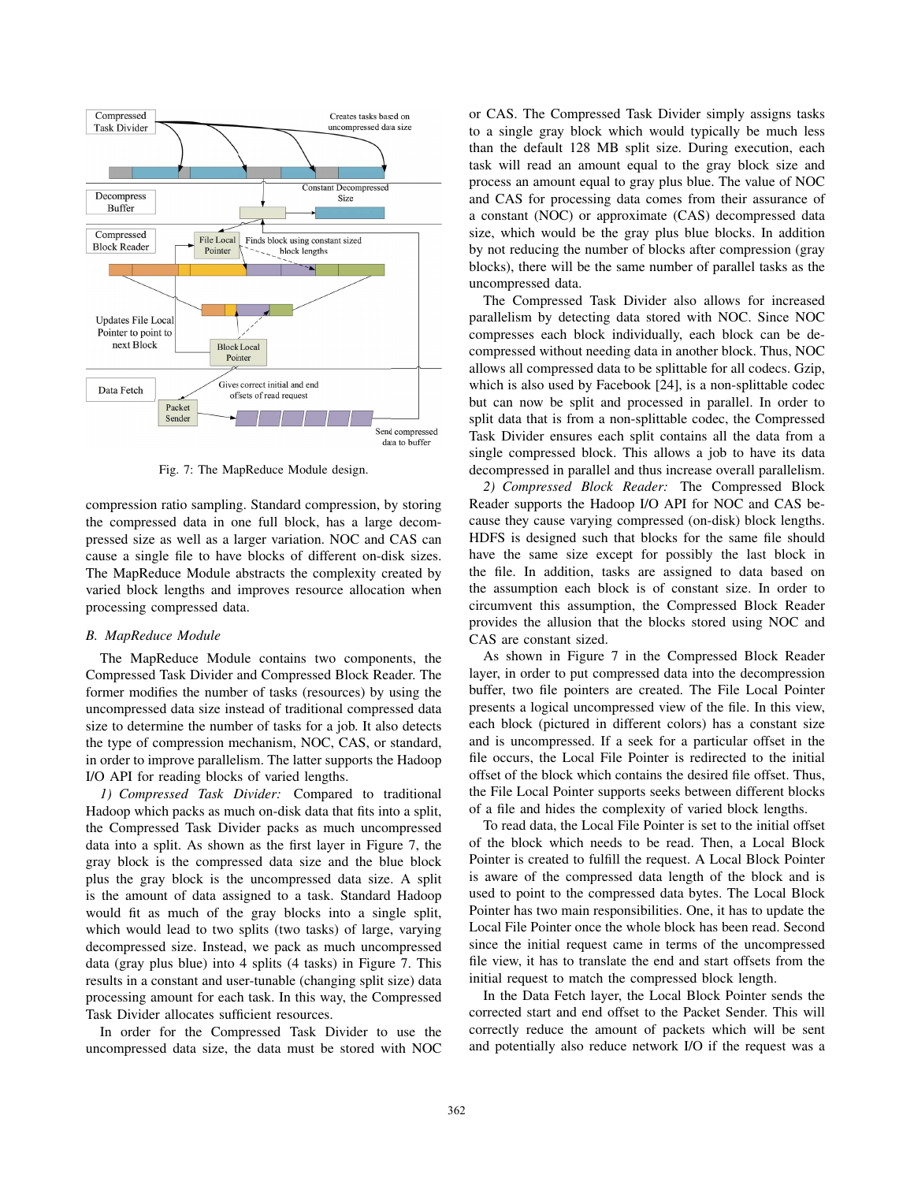Fig. 7: The MapReduce Module design.

compression ratio sampling. Standard compression, by storing the compressed data in one full block, has a large decompressed size as well as a larger variation. NOC and CAS can cause a single file to have blocks of different on-disk sizes. The MapReduce Module abstracts the complexity created by varied block lengths and improves resource allocation when processing compressed data.

### B. MapReduce Module

The MapReduce Module contains two components, the Compressed Task Divider and Compressed Block Reader. The former modifies the number of tasks (resources) by using the uncompressed data size instead of traditional compressed data size to determine the number of tasks for a job. It also detects the type of compression mechanism, NOC, CAS, or standard, in order to improve parallelism. The latter supports the Hadoop I/O API for reading blocks of varied lengths.

*1) Compressed Task Divider:* Compared to traditional Hadoop which packs as much on-disk data that fits into a split, the Compressed Task Divider packs as much uncompressed data into a split. As shown as the first layer in Figure 7, the gray block is the compressed data size and the blue block plus the gray block is the uncompressed data size. A split is the amount of data assigned to a task. Standard Hadoop would fit as much of the gray blocks into a single split, which would lead to two splits (two tasks) of large, varying decompressed size. Instead, we pack as much uncompressed data (gray plus blue) into 4 splits (4 tasks) in Figure 7. This results in a constant and user-tunable (changing split size) data processing amount for each task. In this way, the Compressed Task Divider allocates sufficient resources.

In order for the Compressed Task Divider to use the uncompressed data size, the data must be stored with NOC or CAS. The Compressed Task Divider simply assigns tasks to a single gray block which would typically be much less than the default 128 MB split size. During execution, each task will read an amount equal to the gray block size and process an amount equal to gray plus blue. The value of NOC and CAS for processing data comes from their assurance of a constant (NOC) or approximate (CAS) decompressed data size, which would be the gray plus blue blocks. In addition by not reducing the number of blocks after compression (gray blocks), there will be the same number of parallel tasks as the uncompressed data.

The Compressed Task Divider also allows for increased parallelism by detecting data stored with NOC. Since NOC compresses each block individually, each block can be decompressed without needing data in another block. Thus, NOC allows all compressed data to be splittable for all codecs. Gzip, which is also used by Facebook [24], is a non-splittable codec but can now be split and processed in parallel. In order to split data that is from a non-splittable codec, the Compressed Task Divider ensures each split contains all the data from a single compressed block. This allows a job to have its data decompressed in parallel and thus increase overall parallelism.

*2) Compressed Block Reader:* The Compressed Block Reader supports the Hadoop I/O API for NOC and CAS because they cause varying compressed (on-disk) block lengths. HDFS is designed such that blocks for the same file should have the same size except for possibly the last block in the file. In addition, tasks are assigned to data based on the assumption each block is of constant size. In order to circumvent this assumption, the Compressed Block Reader provides the allusion that the blocks stored using NOC and CAS are constant sized.

As shown in Figure 7 in the Compressed Block Reader layer, in order to put compressed data into the decompression buffer, two file pointers are created. The File Local Pointer presents a logical uncompressed view of the file. In this view, each block (pictured in different colors) has a constant size and is uncompressed. If a seek for a particular offset in the file occurs, the Local File Pointer is redirected to the initial offset of the block which contains the desired file offset. Thus, the File Local Pointer supports seeks between different blocks of a file and hides the complexity of varied block lengths.

To read data, the Local File Pointer is set to the initial offset of the block which needs to be read. Then, a Local Block Pointer is created to fulfill the request. A Local Block Pointer is aware of the compressed data length of the block and is used to point to the compressed data bytes. The Local Block Pointer has two main responsibilities. One, it has to update the Local File Pointer once the whole block has been read. Second since the initial request came in terms of the uncompressed file view, it has to translate the end and start offsets from the initial request to match the compressed block length.

In the Data Fetch layer, the Local Block Pointer sends the corrected start and end offset to the Packet Sender. This will correctly reduce the amount of packets which will be sent and potentially also reduce network I/O if the request was a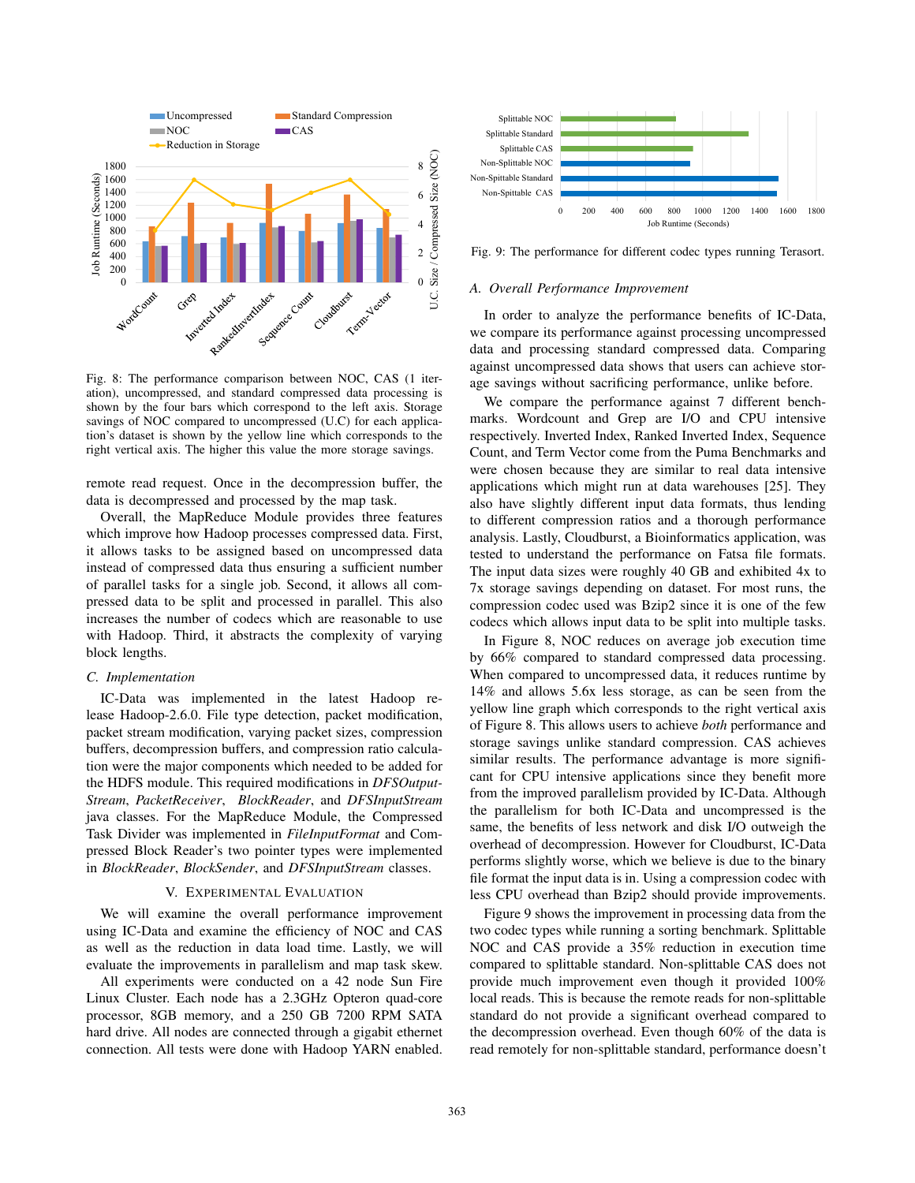Fig. 8: The performance comparison between NOC, CAS (1 iteration), uncompressed, and standard compressed data processing is shown by the four bars which correspond to the left axis. Storage savings of NOC compared to uncompressed (U.C) for each application's dataset is shown by the yellow line which corresponds to the right vertical axis. The higher this value the more storage savings.

remote read request. Once in the decompression buffer, the data is decompressed and processed by the map task.

Overall, the MapReduce Module provides three features which improve how Hadoop processes compressed data. First, it allows tasks to be assigned based on uncompressed data instead of compressed data thus ensuring a sufficient number of parallel tasks for a single job. Second, it allows all compressed data to be split and processed in parallel. This also increases the number of codecs which are reasonable to use with Hadoop. Third, it abstracts the complexity of varying block lengths.

### C. Implementation

IC-Data was implemented in the latest Hadoop release Hadoop-2.6.0. File type detection, packet modification, packet stream modification, varying packet sizes, compression buffers, decompression buffers, and compression ratio calculation were the major components which needed to be added for the HDFS module. This required modifications in *DFSOutputStream*, *PacketReceiver*, *BlockReader*, and *DFSInputStream* java classes. For the MapReduce Module, the Compressed Task Divider was implemented in *FileInputFormat* and Compressed Block Reader's two pointer types were implemented in *BlockReader*, *BlockSender*, and *DFSInputStream* classes.

## V. Experimental Evaluation

We will examine the overall performance improvement using IC-Data and examine the efficiency of NOC and CAS as well as the reduction in data load time. Lastly, we will evaluate the improvements in parallelism and map task skew.

All experiments were conducted on a 42 node Sun Fire Linux Cluster. Each node has a 2.3GHz Opteron quad-core processor, 8GB memory, and a 250 GB 7200 RPM SATA hard drive. All nodes are connected through a gigabit ethernet connection. All tests were done with Hadoop YARN enabled.

Fig. 9: The performance for different codec types running Terasort.

### A. Overall Performance Improvement

In order to analyze the performance benefits of IC-Data, we compare its performance against processing uncompressed data and processing standard compressed data. Comparing against uncompressed data shows that users can achieve storage savings without sacrificing performance, unlike before.

We compare the performance against 7 different benchmarks. Wordcount and Grep are I/O and CPU intensive respectively. Inverted Index, Ranked Inverted Index, Sequence Count, and Term Vector come from the Puma Benchmarks and were chosen because they are similar to real data intensive applications which might run at data warehouses [25]. They also have slightly different input data formats, thus lending to different compression ratios and a thorough performance analysis. Lastly, Cloudburst, a Bioinformatics application, was tested to understand the performance on Fatsa file formats. The input data sizes were roughly 40 GB and exhibited 4x to 7x storage savings depending on dataset. For most runs, the compression codec used was Bzip2 since it is one of the few codecs which allows input data to be split into multiple tasks.

In Figure 8, NOC reduces on average job execution time by 66% compared to standard compressed data processing. When compared to uncompressed data, it reduces runtime by 14% and allows 5.6x less storage, as can be seen from the yellow line graph which corresponds to the right vertical axis of Figure 8. This allows users to achieve *both* performance and storage savings unlike standard compression. CAS achieves similar results. The performance advantage is more significant for CPU intensive applications since they benefit more from the improved parallelism provided by IC-Data. Although the parallelism for both IC-Data and uncompressed is the same, the benefits of less network and disk I/O outweigh the overhead of decompression. However for Cloudburst, IC-Data performs slightly worse, which we believe is due to the binary file format the input data is in. Using a compression codec with less CPU overhead than Bzip2 should provide improvements.

Figure 9 shows the improvement in processing data from the two codec types while running a sorting benchmark. Splittable NOC and CAS provide a 35% reduction in execution time compared to splittable standard. Non-splittable CAS does not provide much improvement even though it provided 100% local reads. This is because the remote reads for non-splittable standard do not provide a significant overhead compared to the decompression overhead. Even though 60% of the data is read remotely for non-splittable standard, performance doesn't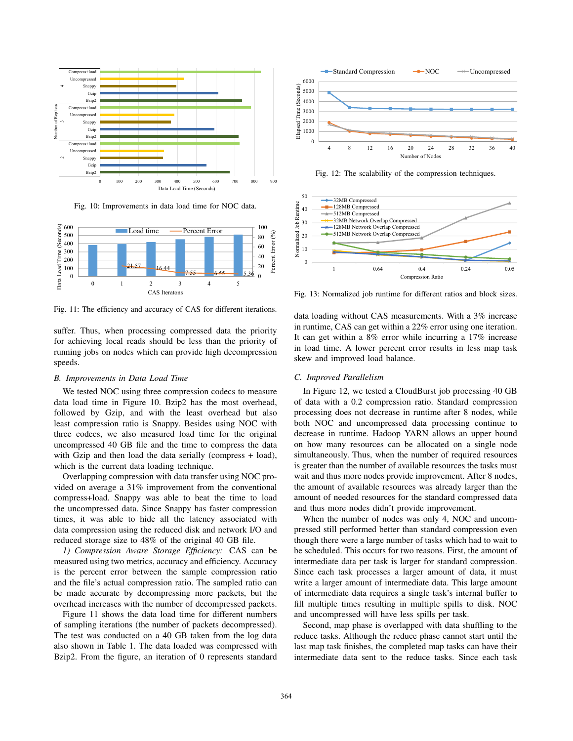Fig. 10: Improvements in data load time for NOC data.

Fig. 11: The efficiency and accuracy of CAS for different iterations.

suffer. Thus, when processing compressed data the priority for achieving local reads should be less than the priority of running jobs on nodes which can provide high decompression speeds.

### *B. Improvements in Data Load Time*

We tested NOC using three compression codecs to measure data load time in Figure 10. Bzip2 has the most overhead, followed by Gzip, and with the least overhead but also least compression ratio is Snappy. Besides using NOC with three codecs, we also measured load time for the original uncompressed 40 GB file and the time to compress the data with Gzip and then load the data serially (compress + load), which is the current data loading technique.

Overlapping compression with data transfer using NOC provided on average a 31% improvement from the conventional compress+load. Snappy was able to beat the time to load the uncompressed data. Since Snappy has faster compression times, it was able to hide all the latency associated with data compression using the reduced disk and network I/O and reduced storage size to 48% of the original 40 GB file.

*1) Compression Aware Storage Efficiency:* CAS can be measured using two metrics, accuracy and efficiency. Accuracy is the percent error between the sample compression ratio and the file's actual compression ratio. The sampled ratio can be made accurate by decompressing more packets, but the overhead increases with the number of decompressed packets.

Figure 11 shows the data load time for different numbers of sampling iterations (the number of packets decompressed). The test was conducted on a 40 GB taken from the log data also shown in Table 1. The data loaded was compressed with Bzip2. From the figure, an iteration of 0 represents standard data loading without CAS measurements. With a 3% increase in runtime, CAS can get within a 22% error using one iteration. It can get within a 8% error while incurring a 17% increase in load time. A lower percent error results in less map task skew and improved load balance.

Fig. 12: The scalability of the compression techniques.

Fig. 13: Normalized job runtime for different ratios and block sizes.

### *C. Improved Parallelism*

In Figure 12, we tested a CloudBurst job processing 40 GB of data with a 0.2 compression ratio. Standard compression processing does not decrease in runtime after 8 nodes, while both NOC and uncompressed data processing continue to decrease in runtime. Hadoop YARN allows an upper bound on how many resources can be allocated on a single node simultaneously. Thus, when the number of required resources is greater than the number of available resources the tasks must wait and thus more nodes provide improvement. After 8 nodes, the amount of available resources was already larger than the amount of needed resources for the standard compressed data and thus more nodes didn't provide improvement.

When the number of nodes was only 4, NOC and uncompressed still performed better than standard compression even though there were a large number of tasks which had to wait to be scheduled. This occurs for two reasons. First, the amount of intermediate data per task is larger for standard compression. Since each task processes a larger amount of data, it must write a larger amount of intermediate data. This large amount of intermediate data requires a single task's internal buffer to fill multiple times resulting in multiple spills to disk. NOC and uncompressed will have less spills per task.

Second, map phase is overlapped with data shuffling to the reduce tasks. Although the reduce phase cannot start until the last map task finishes, the completed map tasks can have their intermediate data sent to the reduce tasks. Since each task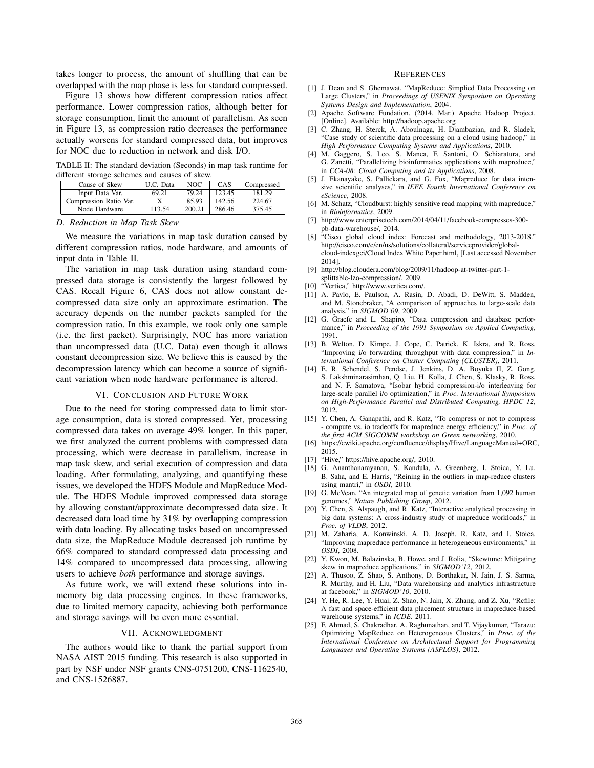takes longer to process, the amount of shuffling that can be overlapped with the map phase is less for standard compressed.

Figure 13 shows how different compression ratios affect performance. Lower compression ratios, although better for storage consumption, limit the amount of parallelism. As seen in Figure 13, as compression ratio decreases the performance actually worsens for standard compressed data, but improves for NOC due to reduction in network and disk I/O.

TABLE II: The standard deviation (Seconds) in map task runtime for different storage schemes and causes of skew.

| Cause of Skew | U.C. Data | NOC | CAS | Compressed |
|---|---|---|---|---|
| Input Data Var. | 69.21 | 79.24 | 123.45 | 181.29 |
| Compression Ratio Var. | X | 85.93 | 142.56 | 224.67 |
| Node Hardware | 113.54 | 200.21 | 286.46 | 375.45 |

### D. Reduction in Map Task Skew

We measure the variations in map task duration caused by different compression ratios, node hardware, and amounts of input data in Table II.

The variation in map task duration using standard compressed data storage is consistently the largest followed by CAS. Recall Figure 6, CAS does not allow constant decompressed data size only an approximate estimation. The accuracy depends on the number packets sampled for the compression ratio. In this example, we took only one sample (i.e. the first packet). Surprisingly, NOC has more variation than uncompressed data (U.C. Data) even though it allows constant decompression size. We believe this is caused by the decompression latency which can become a source of significant variation when node hardware performance is altered.

## VI. Conclusion and Future Work

Due to the need for storing compressed data to limit storage consumption, data is stored compressed. Yet, processing compressed data takes on average 49% longer. In this paper, we first analyzed the current problems with compressed data processing, which were decrease in parallelism, increase in map task skew, and serial execution of compression and data loading. After formulating, analyzing, and quantifying these issues, we developed the HDFS Module and MapReduce Module. The HDFS Module improved compressed data storage by allowing constant/approximate decompressed data size. It decreased data load time by 31% by overlapping compression with data loading. By allocating tasks based on uncompressed data size, the MapReduce Module decreased job runtime by 66% compared to standard compressed data processing and 14% compared to uncompressed data processing, allowing users to achieve *both* performance and storage savings.

As future work, we will extend these solutions into in-memory big data processing engines. In these frameworks, due to limited memory capacity, achieving both performance and storage savings will be even more essential.

## VII. Acknowledgment

The authors would like to thank the partial support from NASA AIST 2015 funding. This research is also supported in part by NSF under NSF grants CNS-0751200, CNS-1162540, and CNS-1526887.

## References

[1] J. Dean and S. Ghemawat, "MapReduce: Simplied Data Processing on Large Clusters," in *Proceedings of USENIX Symposium on Operating Systems Design and Implementation*, 2004.

[2] Apache Software Fundation. (2014, Mar.) Apache Hadoop Project. [Online]. Available: http://hadoop.apache.org

[3] C. Zhang, H. Sterck, A. Aboulnaga, H. Djambazian, and R. Sladek, "Case study of scientific data processing on a cloud using hadoop," in *High Performance Computing Systems and Applications*, 2010.

[4] M. Gaggero, S. Leo, S. Manca, F. Santoni, O. Schiaratura, and G. Zanetti, "Parallelizing bioinformatics applications with mapreduce," in *CCA-08: Cloud Computing and its Applications*, 2008.

[5] J. Ekanayake, S. Pallickara, and G. Fox, "Mapreduce for data intensive scientific analyses," in *IEEE Fourth International Conference on eScience*, 2008.

[6] M. Schatz, "Cloudburst: highly sensitive read mapping with mapreduce," in *Bioinformatics*, 2009.

[7] http://www.enterprisetech.com/2014/04/11/facebook-compresses-300-pb-data-warehouse/, 2014.

[8] "Cisco global cloud index: Forecast and methodology, 2013-2018." http://cisco.com/c/en/us/solutions/collateral/serviceprovider/global-cloud-indexgci/Cloud Index White Paper.html, [Last accessed November 2014].

[9] http://blog.cloudera.com/blog/2009/11/hadoop-at-twitter-part-1-splittable-lzo-compression/, 2009.

[10] "Vertica," http://www.vertica.com/.

[11] A. Pavlo, E. Paulson, A. Rasin, D. Abadi, D. DeWitt, S. Madden, and M. Stonebraker, "A comparison of approaches to large-scale data analysis," in *SIGMOD'09*, 2009.

[12] G. Graefe and L. Shapiro, "Data compression and database performance," in *Proceeding of the 1991 Symposium on Applied Computing*, 1991.

[13] B. Welton, D. Kimpe, J. Cope, C. Patrick, K. Iskra, and R. Ross, "Improving i/o forwarding throughput with data compression," in *International Conference on Cluster Computing (CLUSTER)*, 2011.

[14] E. R. Schendel, S. Pendse, J. Jenkins, D. A. Boyuka II, Z. Gong, S. Lakshminarasimhan, Q. Liu, H. Kolla, J. Chen, S. Klasky, R. Ross, and N. F. Samatova, "Isobar hybrid compression-i/o interleaving for large-scale parallel i/o optimization," in *Proc. International Symposium on High-Performance Parallel and Distributed Computing, HPDC 12*, 2012.

[15] Y. Chen, A. Ganapathi, and R. Katz, "To compress or not to compress - compute vs. io tradeoffs for mapreduce energy efficiency," in *Proc. of the first ACM SIGCOMM workshop on Green networking*, 2010.

[16] https://cwiki.apache.org/confluence/display/Hive/LanguageManual+ORC, 2015.

[17] "Hive," https://hive.apache.org/, 2010.

[18] G. Ananthanarayanan, S. Kandula, A. Greenberg, I. Stoica, Y. Lu, B. Saha, and E. Harris, "Reining in the outliers in map-reduce clusters using mantri," in *OSDI*, 2010.

[19] G. McVean, "An integrated map of genetic variation from 1,092 human genomes," *Nature Publishing Group*, 2012.

[20] Y. Chen, S. Alspaugh, and R. Katz, "Interactive analytical processing in big data systems: A cross-industry study of mapreduce workloads," in *Proc. of VLDB*, 2012.

[21] M. Zaharia, A. Konwinski, A. D. Joseph, R. Katz, and I. Stoica, "Improving mapreduce performance in heterogeneous environments," in *OSDI*, 2008.

[22] Y. Kwon, M. Balazinska, B. Howe, and J. Rolia, "Skewtune: Mitigating skew in mapreduce applications," in *SIGMOD'12*, 2012.

[23] A. Thusoo, Z. Shao, S. Anthony, D. Borthakur, N. Jain, J. S. Sarma, R. Murthy, and H. Liu, "Data warehousing and analytics infrastructure at facebook," in *SIGMOD'10*, 2010.

[24] Y. He, R. Lee, Y. Huai, Z. Shao, N. Jain, X. Zhang, and Z. Xu, "Rcfile: A fast and space-efficient data placement structure in mapreduce-based warehouse systems," in *ICDE*, 2011.

[25] F. Ahmad, S. Chakradhar, A. Raghunathan, and T. Vijaykumar, "Tarazu: Optimizing MapReduce on Heterogeneous Clusters," in *Proc. of the International Conference on Architectural Support for Programming Languages and Operating Systems (ASPLOS)*, 2012.